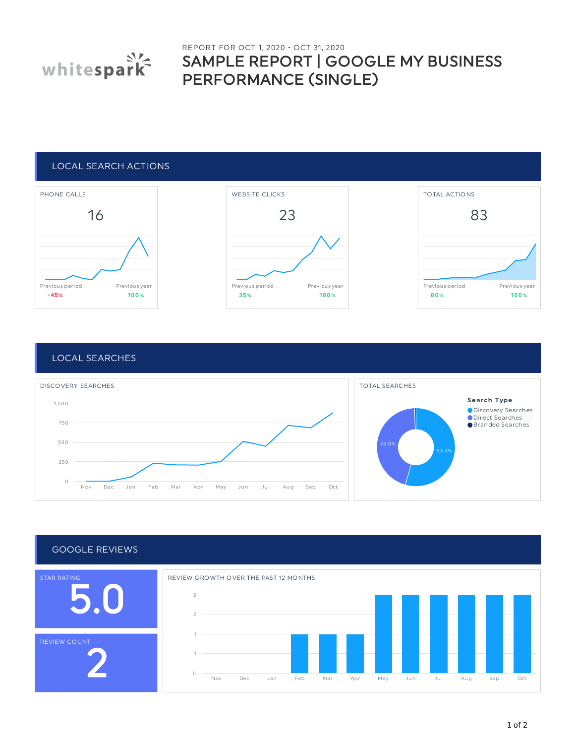REPORT FOR OCT 1, 2020 - OCT 31, 2020

# SAMPLE REPORT | GOOGLE MY BUSINESS PERFORMANCE (SINGLE)

## LOCAL SEARCH ACTIONS

### PHONE CALLS

16

Previous period: -45%
Previous year: 100%

### WEBSITE CLICKS

23

Previous period: 35%
Previous year: 100%

### TOTAL ACTIONS

83

Previous period: 80%
Previous year: 100%

## LOCAL SEARCHES

### DISCOVERY SEARCHES

| Nov | Dec | Jan | Feb | Mar | Apr | May | Jun | Jul | Aug | Sep | Oct |
|---|---|---|---|---|---|---|---|---|---|---|---|

Y-axis: 0, 250, 500, 750, 1,000

### TOTAL SEARCHES

**Search Type**

- Discovery Searches: 54.4%
- Direct Searches: 45.0%
- Branded Searches

## GOOGLE REVIEWS

STAR RATING

5.0

REVIEW COUNT

2

### REVIEW GROWTH OVER THE PAST 12 MONTHS

| Nov | Dec | Jan | Feb | Mar | Apr | May | Jun | Jul | Aug | Sep | Oct |
|---|---|---|---|---|---|---|---|---|---|---|---|

Y-axis: 0, 1, 1, 2, 2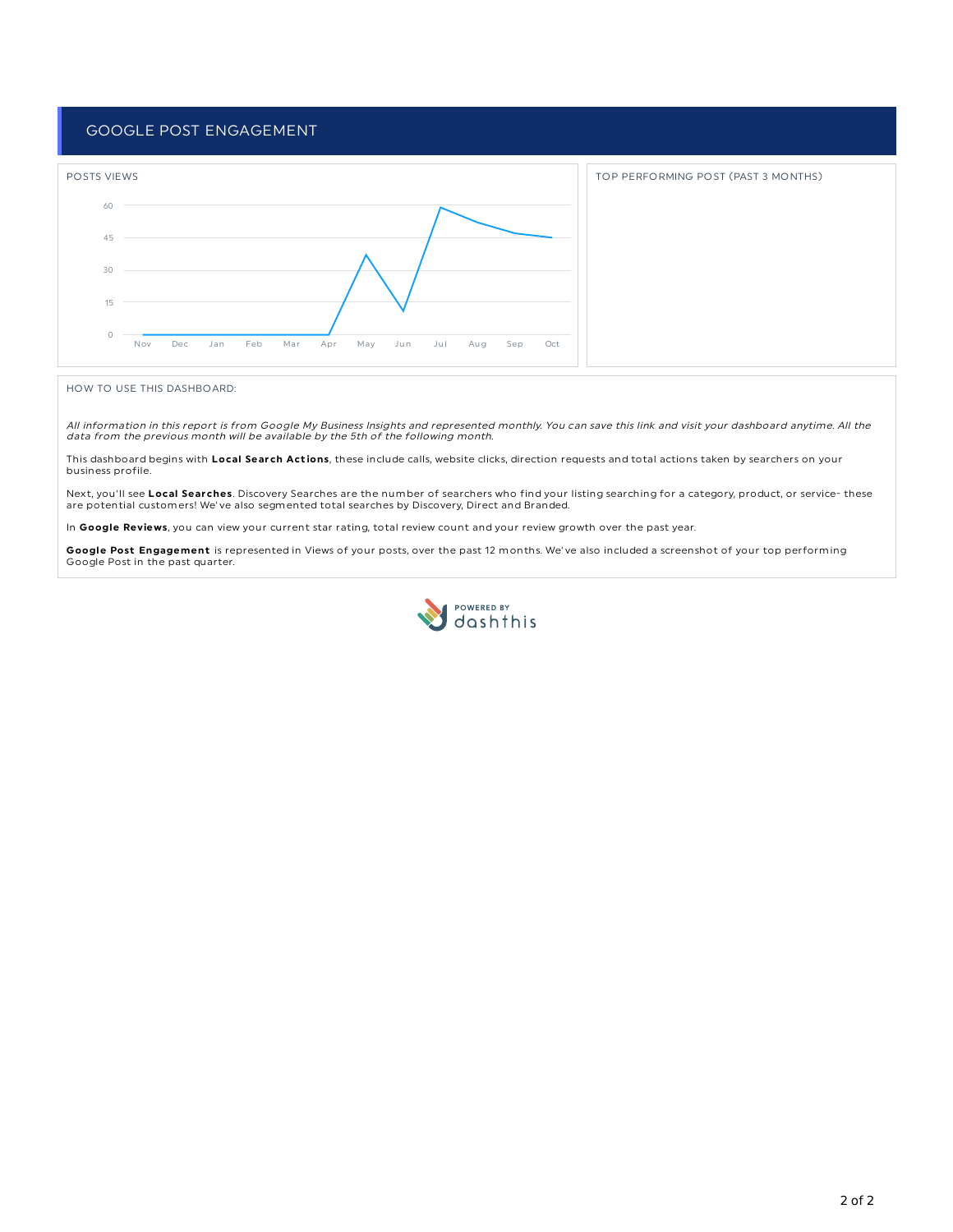## GOOGLE POST ENGAGEMENT

POSTS VIEWS

60
45
30
15
0

Nov Dec Jan Feb Mar Apr May Jun Jul Aug Sep Oct

TOP PERFORMING POST (PAST 3 MONTHS)

HOW TO USE THIS DASHBOARD:

*All information in this report is from Google My Business Insights and represented monthly. You can save this link and visit your dashboard anytime. All the data from the previous month will be available by the 5th of the following month.*

This dashboard begins with **Local Search Actions**, these include calls, website clicks, direction requests and total actions taken by searchers on your business profile.

Next, you'll see **Local Searches**. Discovery Searches are the number of searchers who find your listing searching for a category, product, or service- these are potential customers! We've also segmented total searches by Discovery, Direct and Branded.

In **Google Reviews**, you can view your current star rating, total review count and your review growth over the past year.

**Google Post Engagement** is represented in Views of your posts, over the past 12 months. We've also included a screenshot of your top performing Google Post in the past quarter.

POWERED BY dashthis